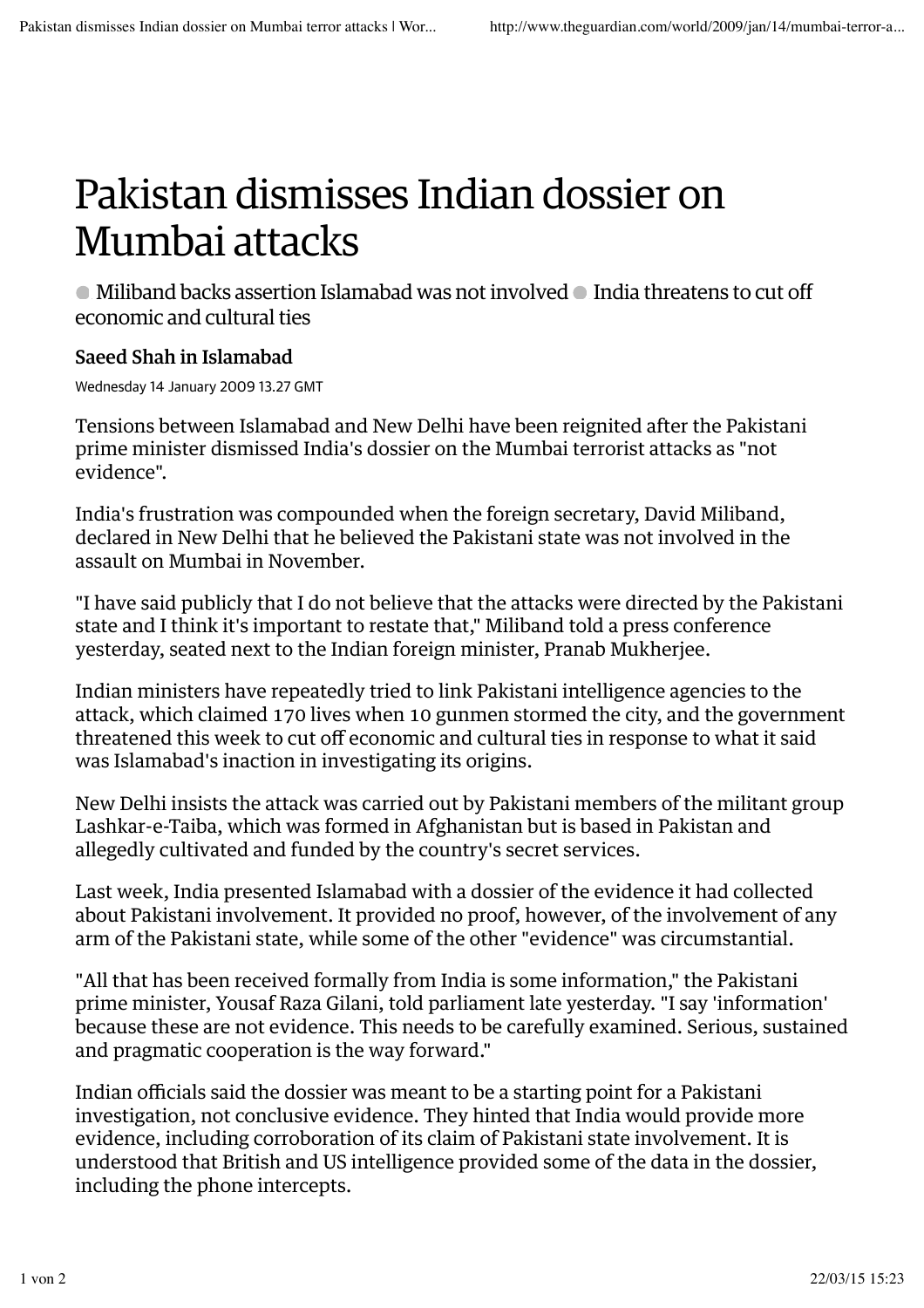# Pakistan dismisses Indian dossier on Mumbai attacks

● Miliband backs assertion Islamabad was not involved ● India threatens to cut off economic and cultural ties

**Saeed Shah in Islamabad**

Wednesday 14 January 2009 13.27 GMT

Tensions between Islamabad and New Delhi have been reignited after the Pakistani prime minister dismissed India's dossier on the Mumbai terrorist attacks as "not evidence".

India's frustration was compounded when the foreign secretary, David Miliband, declared in New Delhi that he believed the Pakistani state was not involved in the assault on Mumbai in November.

"I have said publicly that I do not believe that the attacks were directed by the Pakistani state and I think it's important to restate that," Miliband told a press conference yesterday, seated next to the Indian foreign minister, Pranab Mukherjee.

Indian ministers have repeatedly tried to link Pakistani intelligence agencies to the attack, which claimed 170 lives when 10 gunmen stormed the city, and the government threatened this week to cut off economic and cultural ties in response to what it said was Islamabad's inaction in investigating its origins.

New Delhi insists the attack was carried out by Pakistani members of the militant group Lashkar-e-Taiba, which was formed in Afghanistan but is based in Pakistan and allegedly cultivated and funded by the country's secret services.

Last week, India presented Islamabad with a dossier of the evidence it had collected about Pakistani involvement. It provided no proof, however, of the involvement of any arm of the Pakistani state, while some of the other "evidence" was circumstantial.

"All that has been received formally from India is some information," the Pakistani prime minister, Yousaf Raza Gilani, told parliament late yesterday. "I say 'information' because these are not evidence. This needs to be carefully examined. Serious, sustained and pragmatic cooperation is the way forward."

Indian officials said the dossier was meant to be a starting point for a Pakistani investigation, not conclusive evidence. They hinted that India would provide more evidence, including corroboration of its claim of Pakistani state involvement. It is understood that British and US intelligence provided some of the data in the dossier, including the phone intercepts.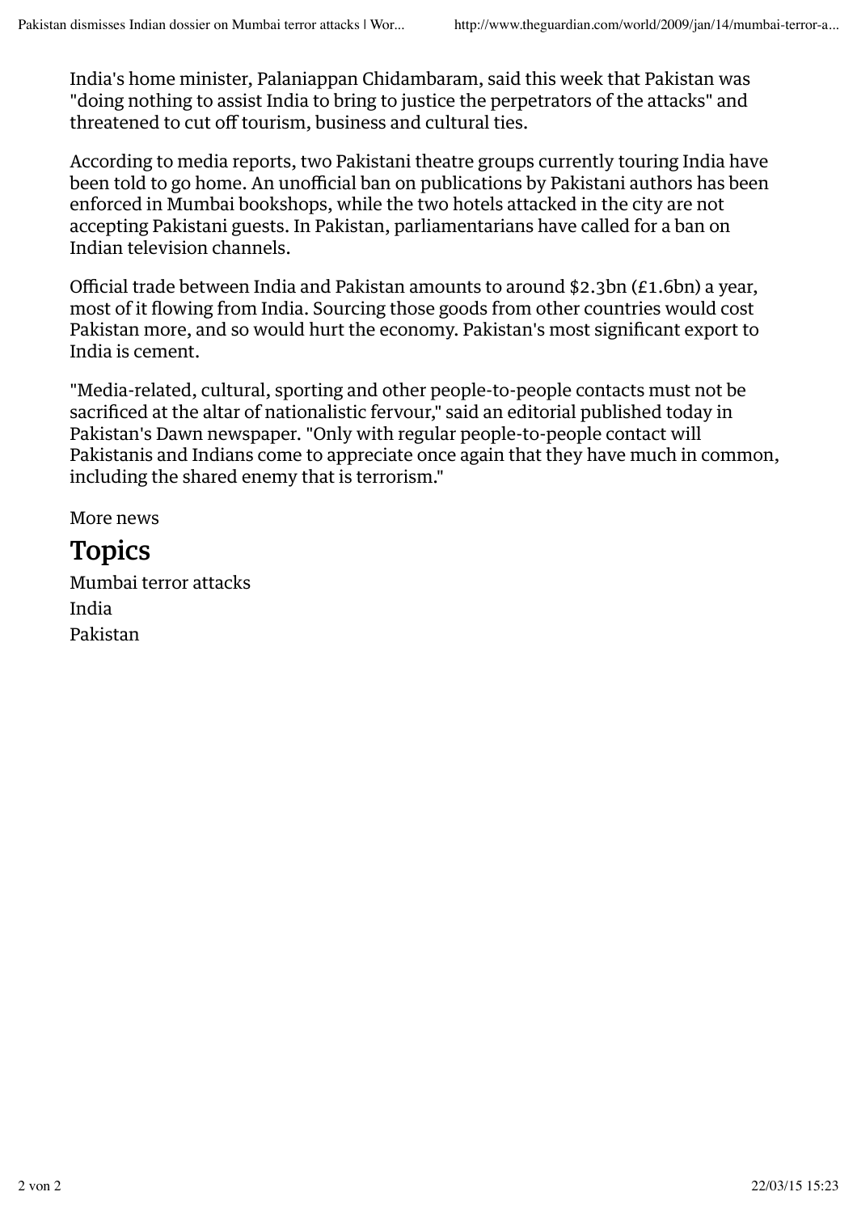India's home minister, Palaniappan Chidambaram, said this week that Pakistan was "doing nothing to assist India to bring to justice the perpetrators of the attacks" and threatened to cut off tourism, business and cultural ties.

According to media reports, two Pakistani theatre groups currently touring India have been told to go home. An unofficial ban on publications by Pakistani authors has been enforced in Mumbai bookshops, while the two hotels attacked in the city are not accepting Pakistani guests. In Pakistan, parliamentarians have called for a ban on Indian television channels.

Official trade between India and Pakistan amounts to around $2.3bn (£1.6bn) a year, most of it flowing from India. Sourcing those goods from other countries would cost Pakistan more, and so would hurt the economy. Pakistan's most significant export to India is cement.

"Media-related, cultural, sporting and other people-to-people contacts must not be sacrificed at the altar of nationalistic fervour," said an editorial published today in Pakistan's Dawn newspaper. "Only with regular people-to-people contact will Pakistanis and Indians come to appreciate once again that they have much in common, including the shared enemy that is terrorism."

More news

## Topics

Mumbai terror attacks

India

Pakistan